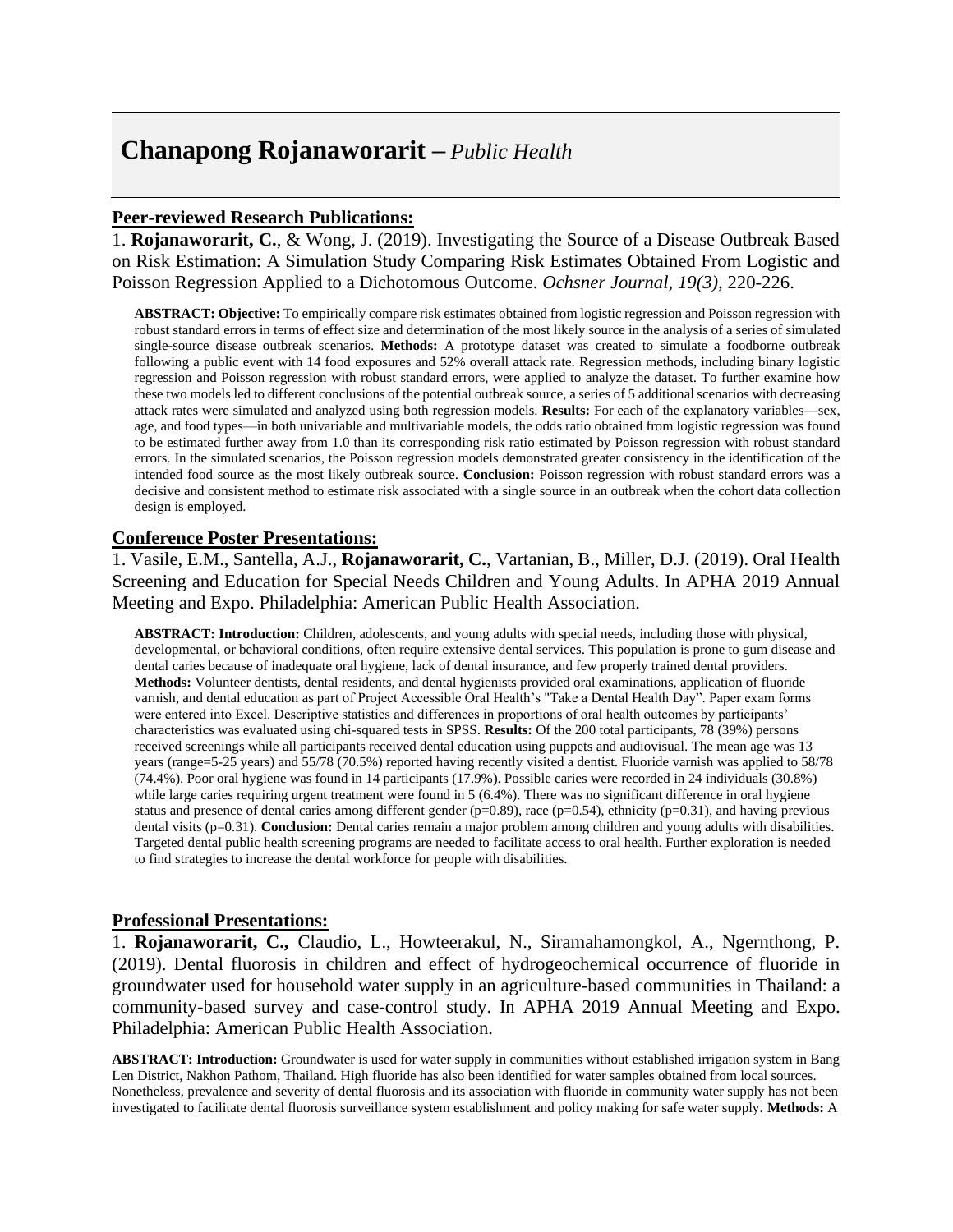# Chanapong Rojanaworarit – *Public Health*

## Peer-reviewed Research Publications:

1. **Rojanaworarit, C.**, & Wong, J. (2019). Investigating the Source of a Disease Outbreak Based on Risk Estimation: A Simulation Study Comparing Risk Estimates Obtained From Logistic and Poisson Regression Applied to a Dichotomous Outcome. *Ochsner Journal, 19(3)*, 220-226.

**ABSTRACT: Objective:** To empirically compare risk estimates obtained from logistic regression and Poisson regression with robust standard errors in terms of effect size and determination of the most likely source in the analysis of a series of simulated single-source disease outbreak scenarios. **Methods:** A prototype dataset was created to simulate a foodborne outbreak following a public event with 14 food exposures and 52% overall attack rate. Regression methods, including binary logistic regression and Poisson regression with robust standard errors, were applied to analyze the dataset. To further examine how these two models led to different conclusions of the potential outbreak source, a series of 5 additional scenarios with decreasing attack rates were simulated and analyzed using both regression models. **Results:** For each of the explanatory variables—sex, age, and food types—in both univariable and multivariable models, the odds ratio obtained from logistic regression was found to be estimated further away from 1.0 than its corresponding risk ratio estimated by Poisson regression with robust standard errors. In the simulated scenarios, the Poisson regression models demonstrated greater consistency in the identification of the intended food source as the most likely outbreak source. **Conclusion:** Poisson regression with robust standard errors was a decisive and consistent method to estimate risk associated with a single source in an outbreak when the cohort data collection design is employed.

## Conference Poster Presentations:

1. Vasile, E.M., Santella, A.J., **Rojanaworarit, C.**, Vartanian, B., Miller, D.J. (2019). Oral Health Screening and Education for Special Needs Children and Young Adults. In APHA 2019 Annual Meeting and Expo. Philadelphia: American Public Health Association.

**ABSTRACT: Introduction:** Children, adolescents, and young adults with special needs, including those with physical, developmental, or behavioral conditions, often require extensive dental services. This population is prone to gum disease and dental caries because of inadequate oral hygiene, lack of dental insurance, and few properly trained dental providers. **Methods:** Volunteer dentists, dental residents, and dental hygienists provided oral examinations, application of fluoride varnish, and dental education as part of Project Accessible Oral Health's "Take a Dental Health Day". Paper exam forms were entered into Excel. Descriptive statistics and differences in proportions of oral health outcomes by participants' characteristics was evaluated using chi-squared tests in SPSS. **Results:** Of the 200 total participants, 78 (39%) persons received screenings while all participants received dental education using puppets and audiovisual. The mean age was 13 years (range=5-25 years) and 55/78 (70.5%) reported having recently visited a dentist. Fluoride varnish was applied to 58/78 (74.4%). Poor oral hygiene was found in 14 participants (17.9%). Possible caries were recorded in 24 individuals (30.8%) while large caries requiring urgent treatment were found in 5 (6.4%). There was no significant difference in oral hygiene status and presence of dental caries among different gender ($p=0.89$), race ($p=0.54$), ethnicity ($p=0.31$), and having previous dental visits ($p=0.31$). **Conclusion:** Dental caries remain a major problem among children and young adults with disabilities. Targeted dental public health screening programs are needed to facilitate access to oral health. Further exploration is needed to find strategies to increase the dental workforce for people with disabilities.

## Professional Presentations:

1. **Rojanaworarit, C.,** Claudio, L., Howteerakul, N., Siramahamongkol, A., Ngernthong, P. (2019). Dental fluorosis in children and effect of hydrogeochemical occurrence of fluoride in groundwater used for household water supply in an agriculture-based communities in Thailand: a community-based survey and case-control study. In APHA 2019 Annual Meeting and Expo. Philadelphia: American Public Health Association.

**ABSTRACT: Introduction:** Groundwater is used for water supply in communities without established irrigation system in Bang Len District, Nakhon Pathom, Thailand. High fluoride has also been identified for water samples obtained from local sources. Nonetheless, prevalence and severity of dental fluorosis and its association with fluoride in community water supply has not been investigated to facilitate dental fluorosis surveillance system establishment and policy making for safe water supply. **Methods:** A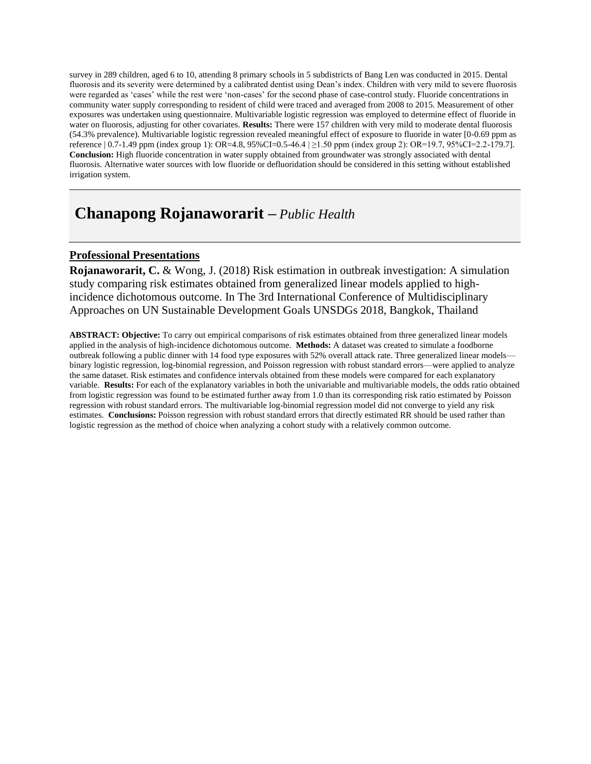survey in 289 children, aged 6 to 10, attending 8 primary schools in 5 subdistricts of Bang Len was conducted in 2015. Dental fluorosis and its severity were determined by a calibrated dentist using Dean's index. Children with very mild to severe fluorosis were regarded as 'cases' while the rest were 'non-cases' for the second phase of case-control study. Fluoride concentrations in community water supply corresponding to resident of child were traced and averaged from 2008 to 2015. Measurement of other exposures was undertaken using questionnaire. Multivariable logistic regression was employed to determine effect of fluoride in water on fluorosis, adjusting for other covariates. **Results:** There were 157 children with very mild to moderate dental fluorosis (54.3% prevalence). Multivariable logistic regression revealed meaningful effect of exposure to fluoride in water [0-0.69 ppm as reference | 0.7-1.49 ppm (index group 1): OR=4.8, 95%CI=0.5-46.4 | ≥1.50 ppm (index group 2): OR=19.7, 95%CI=2.2-179.7]. **Conclusion:** High fluoride concentration in water supply obtained from groundwater was strongly associated with dental fluorosis. Alternative water sources with low fluoride or defluoridation should be considered in this setting without established irrigation system.

# Chanapong Rojanaworarit – *Public Health*

## Professional Presentations

**Rojanaworarit, C.** & Wong, J. (2018) Risk estimation in outbreak investigation: A simulation study comparing risk estimates obtained from generalized linear models applied to high-incidence dichotomous outcome. In The 3rd International Conference of Multidisciplinary Approaches on UN Sustainable Development Goals UNSDGs 2018, Bangkok, Thailand

**ABSTRACT: Objective:** To carry out empirical comparisons of risk estimates obtained from three generalized linear models applied in the analysis of high-incidence dichotomous outcome. **Methods:** A dataset was created to simulate a foodborne outbreak following a public dinner with 14 food type exposures with 52% overall attack rate. Three generalized linear models—binary logistic regression, log-binomial regression, and Poisson regression with robust standard errors—were applied to analyze the same dataset. Risk estimates and confidence intervals obtained from these models were compared for each explanatory variable. **Results:** For each of the explanatory variables in both the univariable and multivariable models, the odds ratio obtained from logistic regression was found to be estimated further away from 1.0 than its corresponding risk ratio estimated by Poisson regression with robust standard errors. The multivariable log-binomial regression model did not converge to yield any risk estimates. **Conclusions:** Poisson regression with robust standard errors that directly estimated RR should be used rather than logistic regression as the method of choice when analyzing a cohort study with a relatively common outcome.